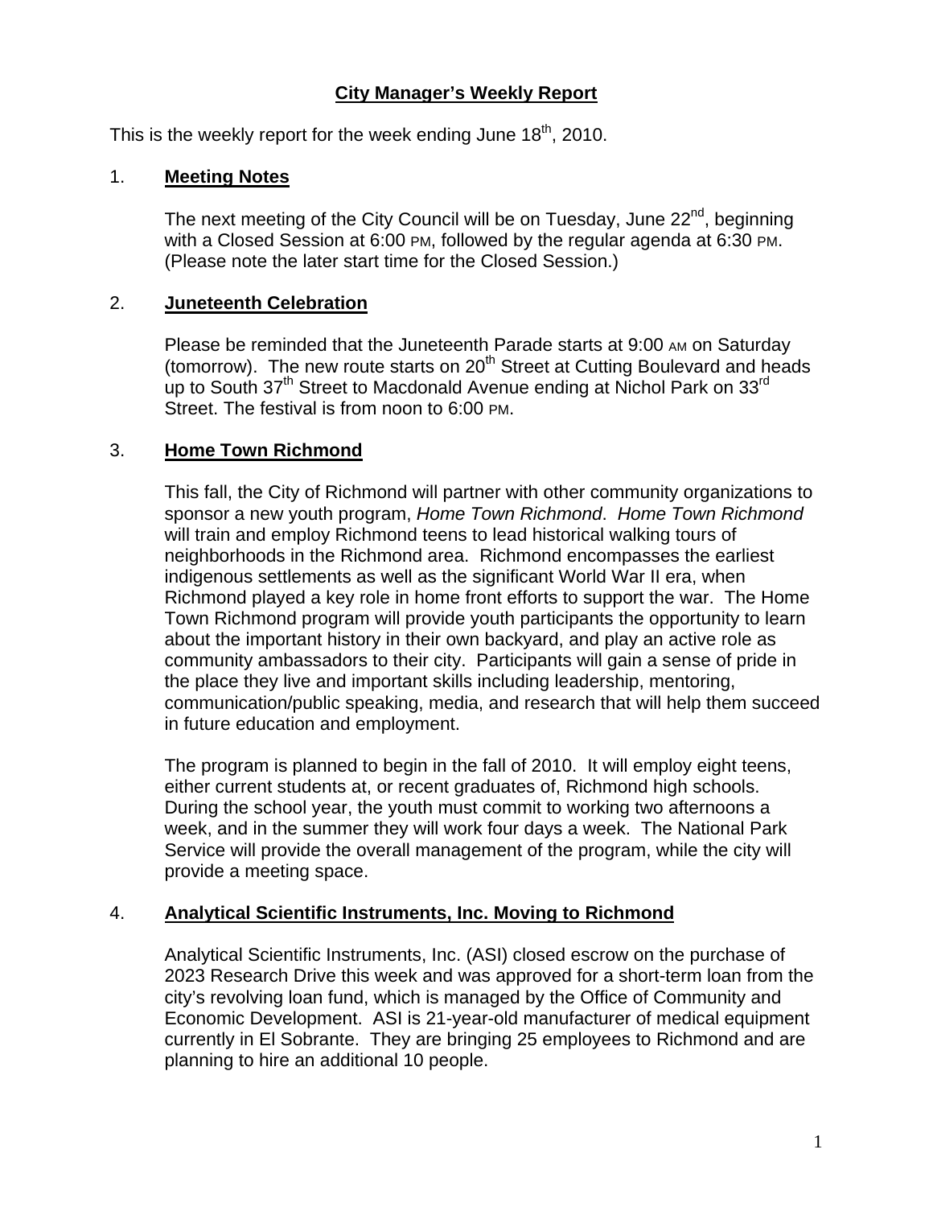# City Manager's Weekly Report

This is the weekly report for the week ending June 18th, 2010.

## 1. **Meeting Notes**

The next meeting of the City Council will be on Tuesday, June 22nd, beginning with a Closed Session at 6:00 PM, followed by the regular agenda at 6:30 PM. (Please note the later start time for the Closed Session.)

## 2. **Juneteenth Celebration**

Please be reminded that the Juneteenth Parade starts at 9:00 AM on Saturday (tomorrow). The new route starts on 20th Street at Cutting Boulevard and heads up to South 37th Street to Macdonald Avenue ending at Nichol Park on 33rd Street. The festival is from noon to 6:00 PM.

## 3. **Home Town Richmond**

This fall, the City of Richmond will partner with other community organizations to sponsor a new youth program, *Home Town Richmond*. *Home Town Richmond* will train and employ Richmond teens to lead historical walking tours of neighborhoods in the Richmond area. Richmond encompasses the earliest indigenous settlements as well as the significant World War II era, when Richmond played a key role in home front efforts to support the war. The Home Town Richmond program will provide youth participants the opportunity to learn about the important history in their own backyard, and play an active role as community ambassadors to their city. Participants will gain a sense of pride in the place they live and important skills including leadership, mentoring, communication/public speaking, media, and research that will help them succeed in future education and employment.

The program is planned to begin in the fall of 2010. It will employ eight teens, either current students at, or recent graduates of, Richmond high schools. During the school year, the youth must commit to working two afternoons a week, and in the summer they will work four days a week. The National Park Service will provide the overall management of the program, while the city will provide a meeting space.

## 4. **Analytical Scientific Instruments, Inc. Moving to Richmond**

Analytical Scientific Instruments, Inc. (ASI) closed escrow on the purchase of 2023 Research Drive this week and was approved for a short-term loan from the city's revolving loan fund, which is managed by the Office of Community and Economic Development. ASI is 21-year-old manufacturer of medical equipment currently in El Sobrante. They are bringing 25 employees to Richmond and are planning to hire an additional 10 people.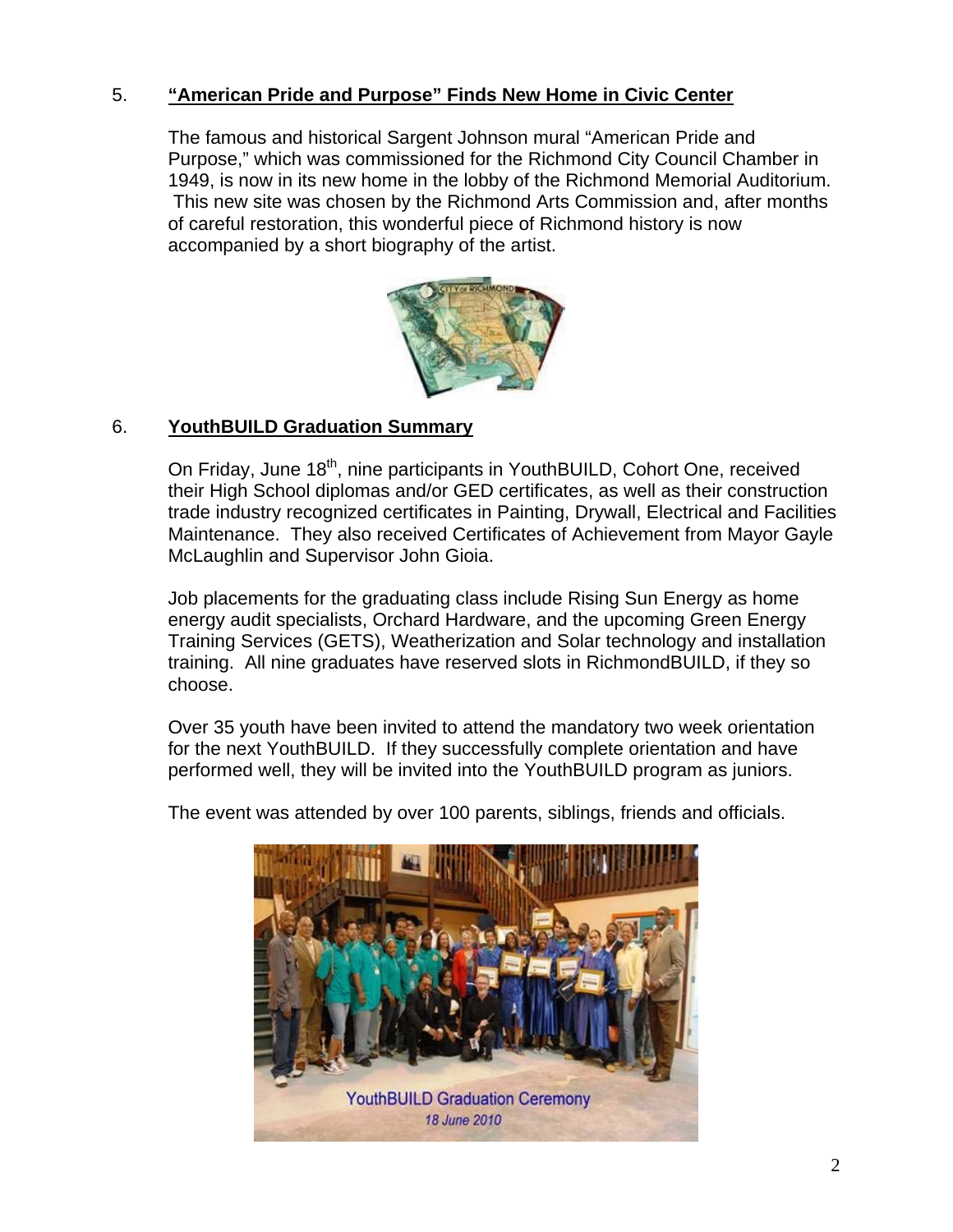5. **"American Pride and Purpose" Finds New Home in Civic Center**

The famous and historical Sargent Johnson mural "American Pride and Purpose," which was commissioned for the Richmond City Council Chamber in 1949, is now in its new home in the lobby of the Richmond Memorial Auditorium. This new site was chosen by the Richmond Arts Commission and, after months of careful restoration, this wonderful piece of Richmond history is now accompanied by a short biography of the artist.

6. **YouthBUILD Graduation Summary**

On Friday, June 18th, nine participants in YouthBUILD, Cohort One, received their High School diplomas and/or GED certificates, as well as their construction trade industry recognized certificates in Painting, Drywall, Electrical and Facilities Maintenance. They also received Certificates of Achievement from Mayor Gayle McLaughlin and Supervisor John Gioia.

Job placements for the graduating class include Rising Sun Energy as home energy audit specialists, Orchard Hardware, and the upcoming Green Energy Training Services (GETS), Weatherization and Solar technology and installation training. All nine graduates have reserved slots in RichmondBUILD, if they so choose.

Over 35 youth have been invited to attend the mandatory two week orientation for the next YouthBUILD. If they successfully complete orientation and have performed well, they will be invited into the YouthBUILD program as juniors.

The event was attended by over 100 parents, siblings, friends and officials.

YouthBUILD Graduation Ceremony
18 June 2010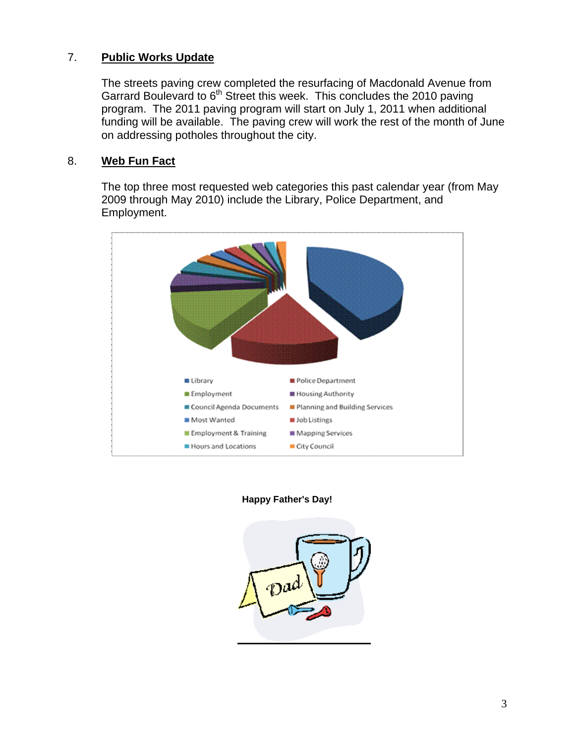7. **Public Works Update**

The streets paving crew completed the resurfacing of Macdonald Avenue from Garrard Boulevard to 6th Street this week. This concludes the 2010 paving program. The 2011 paving program will start on July 1, 2011 when additional funding will be available. The paving crew will work the rest of the month of June on addressing potholes throughout the city.

8. **Web Fun Fact**

The top three most requested web categories this past calendar year (from May 2009 through May 2010) include the Library, Police Department, and Employment.

Library
Police Department
Employment
Housing Authority
Council Agenda Documents
Planning and Building Services
Most Wanted
Job Listings
Employment & Training
Mapping Services
Hours and Locations
City Council

**Happy Father's Day!**